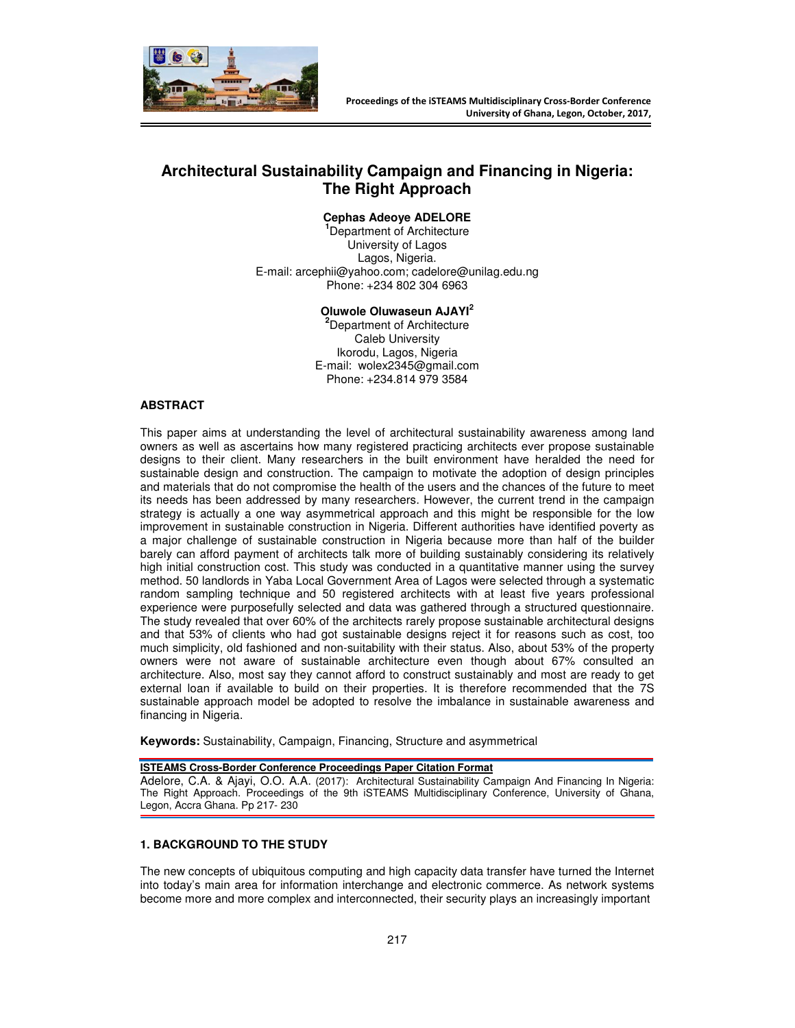# Architectural Sustainability Campaign and Financing in Nigeria: The Right Approach

**Cephas Adeoye ADELORE**
[1]Department of Architecture
University of Lagos
Lagos, Nigeria.
E-mail: arcephii@yahoo.com; cadelore@unilag.edu.ng
Phone: +234 802 304 6963

**Oluwole Oluwaseun AJAYI[2]**
[2]Department of Architecture
Caleb University
Ikorodu, Lagos, Nigeria
E-mail: wolex2345@gmail.com
Phone: +234.814 979 3584

## ABSTRACT

This paper aims at understanding the level of architectural sustainability awareness among land owners as well as ascertains how many registered practicing architects ever propose sustainable designs to their client. Many researchers in the built environment have heralded the need for sustainable design and construction. The campaign to motivate the adoption of design principles and materials that do not compromise the health of the users and the chances of the future to meet its needs has been addressed by many researchers. However, the current trend in the campaign strategy is actually a one way asymmetrical approach and this might be responsible for the low improvement in sustainable construction in Nigeria. Different authorities have identified poverty as a major challenge of sustainable construction in Nigeria because more than half of the builder barely can afford payment of architects talk more of building sustainably considering its relatively high initial construction cost. This study was conducted in a quantitative manner using the survey method. 50 landlords in Yaba Local Government Area of Lagos were selected through a systematic random sampling technique and 50 registered architects with at least five years professional experience were purposefully selected and data was gathered through a structured questionnaire. The study revealed that over 60% of the architects rarely propose sustainable architectural designs and that 53% of clients who had got sustainable designs reject it for reasons such as cost, too much simplicity, old fashioned and non-suitability with their status. Also, about 53% of the property owners were not aware of sustainable architecture even though about 67% consulted an architecture. Also, most say they cannot afford to construct sustainably and most are ready to get external loan if available to build on their properties. It is therefore recommended that the 7S sustainable approach model be adopted to resolve the imbalance in sustainable awareness and financing in Nigeria.

**Keywords:** Sustainability, Campaign, Financing, Structure and asymmetrical

**ISTEAMS Cross-Border Conference Proceedings Paper Citation Format**
Adelore, C.A. & Ajayi, O.O. A.A. (2017): Architectural Sustainability Campaign And Financing In Nigeria: The Right Approach. Proceedings of the 9th iSTEAMS Multidisciplinary Conference, University of Ghana, Legon, Accra Ghana. Pp 217- 230

## 1. BACKGROUND TO THE STUDY

The new concepts of ubiquitous computing and high capacity data transfer have turned the Internet into today's main area for information interchange and electronic commerce. As network systems become more and more complex and interconnected, their security plays an increasingly important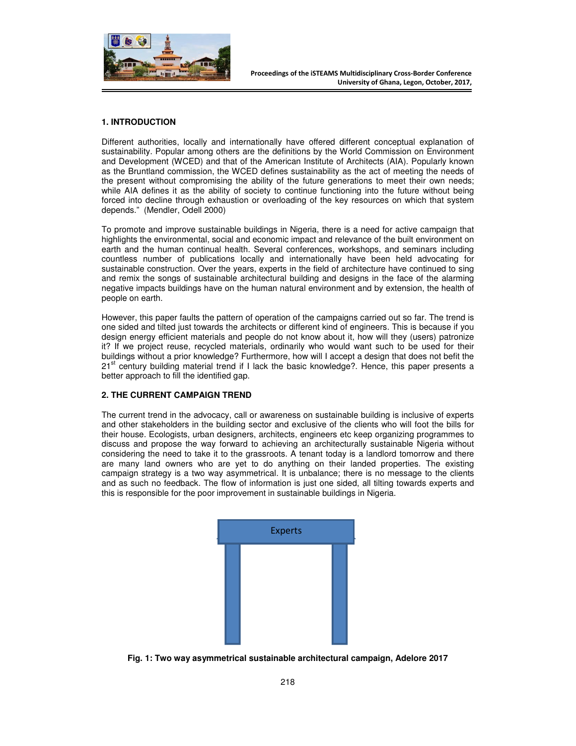## 1. INTRODUCTION

Different authorities, locally and internationally have offered different conceptual explanation of sustainability. Popular among others are the definitions by the World Commission on Environment and Development (WCED) and that of the American Institute of Architects (AIA). Popularly known as the Bruntland commission, the WCED defines sustainability as the act of meeting the needs of the present without compromising the ability of the future generations to meet their own needs; while AIA defines it as the ability of society to continue functioning into the future without being forced into decline through exhaustion or overloading of the key resources on which that system depends." (Mendler, Odell 2000)

To promote and improve sustainable buildings in Nigeria, there is a need for active campaign that highlights the environmental, social and economic impact and relevance of the built environment on earth and the human continual health. Several conferences, workshops, and seminars including countless number of publications locally and internationally have been held advocating for sustainable construction. Over the years, experts in the field of architecture have continued to sing and remix the songs of sustainable architectural building and designs in the face of the alarming negative impacts buildings have on the human natural environment and by extension, the health of people on earth.

However, this paper faults the pattern of operation of the campaigns carried out so far. The trend is one sided and tilted just towards the architects or different kind of engineers. This is because if you design energy efficient materials and people do not know about it, how will they (users) patronize it? If we project reuse, recycled materials, ordinarily who would want such to be used for their buildings without a prior knowledge? Furthermore, how will I accept a design that does not befit the 21st century building material trend if I lack the basic knowledge?. Hence, this paper presents a better approach to fill the identified gap.

## 2. THE CURRENT CAMPAIGN TREND

The current trend in the advocacy, call or awareness on sustainable building is inclusive of experts and other stakeholders in the building sector and exclusive of the clients who will foot the bills for their house. Ecologists, urban designers, architects, engineers etc keep organizing programmes to discuss and propose the way forward to achieving an architecturally sustainable Nigeria without considering the need to take it to the grassroots. A tenant today is a landlord tomorrow and there are many land owners who are yet to do anything on their landed properties. The existing campaign strategy is a two way asymmetrical. It is unbalance; there is no message to the clients and as such no feedback. The flow of information is just one sided, all tilting towards experts and this is responsible for the poor improvement in sustainable buildings in Nigeria.

Experts

**Fig. 1: Two way asymmetrical sustainable architectural campaign, Adelore 2017**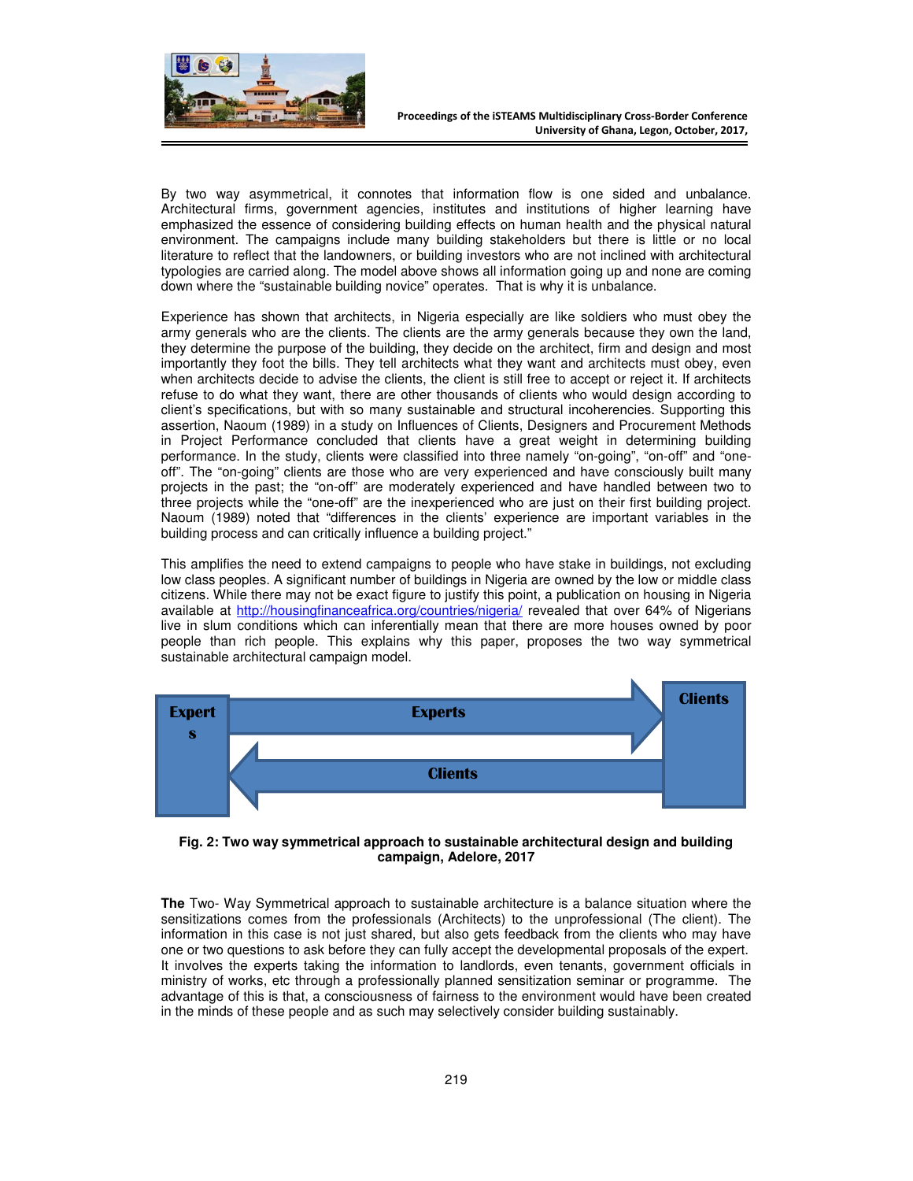By two way asymmetrical, it connotes that information flow is one sided and unbalance. Architectural firms, government agencies, institutes and institutions of higher learning have emphasized the essence of considering building effects on human health and the physical natural environment. The campaigns include many building stakeholders but there is little or no local literature to reflect that the landowners, or building investors who are not inclined with architectural typologies are carried along. The model above shows all information going up and none are coming down where the "sustainable building novice" operates. That is why it is unbalance.

Experience has shown that architects, in Nigeria especially are like soldiers who must obey the army generals who are the clients. The clients are the army generals because they own the land, they determine the purpose of the building, they decide on the architect, firm and design and most importantly they foot the bills. They tell architects what they want and architects must obey, even when architects decide to advise the clients, the client is still free to accept or reject it. If architects refuse to do what they want, there are other thousands of clients who would design according to client's specifications, but with so many sustainable and structural incoherencies. Supporting this assertion, Naoum (1989) in a study on Influences of Clients, Designers and Procurement Methods in Project Performance concluded that clients have a great weight in determining building performance. In the study, clients were classified into three namely "on-going", "on-off" and "one-off". The "on-going" clients are those who are very experienced and have consciously built many projects in the past; the "on-off" are moderately experienced and have handled between two to three projects while the "one-off" are the inexperienced who are just on their first building project. Naoum (1989) noted that "differences in the clients' experience are important variables in the building process and can critically influence a building project."

This amplifies the need to extend campaigns to people who have stake in buildings, not excluding low class peoples. A significant number of buildings in Nigeria are owned by the low or middle class citizens. While there may not be exact figure to justify this point, a publication on housing in Nigeria available at http://housingfinanceafrica.org/countries/nigeria/ revealed that over 64% of Nigerians live in slum conditions which can inferentially mean that there are more houses owned by poor people than rich people. This explains why this paper, proposes the two way symmetrical sustainable architectural campaign model.

Experts | Experts → | Clients
Experts | ← Clients | Clients

**Fig. 2: Two way symmetrical approach to sustainable architectural design and building campaign, Adelore, 2017**

**The** Two- Way Symmetrical approach to sustainable architecture is a balance situation where the sensitizations comes from the professionals (Architects) to the unprofessional (The client). The information in this case is not just shared, but also gets feedback from the clients who may have one or two questions to ask before they can fully accept the developmental proposals of the expert. It involves the experts taking the information to landlords, even tenants, government officials in ministry of works, etc through a professionally planned sensitization seminar or programme. The advantage of this is that, a consciousness of fairness to the environment would have been created in the minds of these people and as such may selectively consider building sustainably.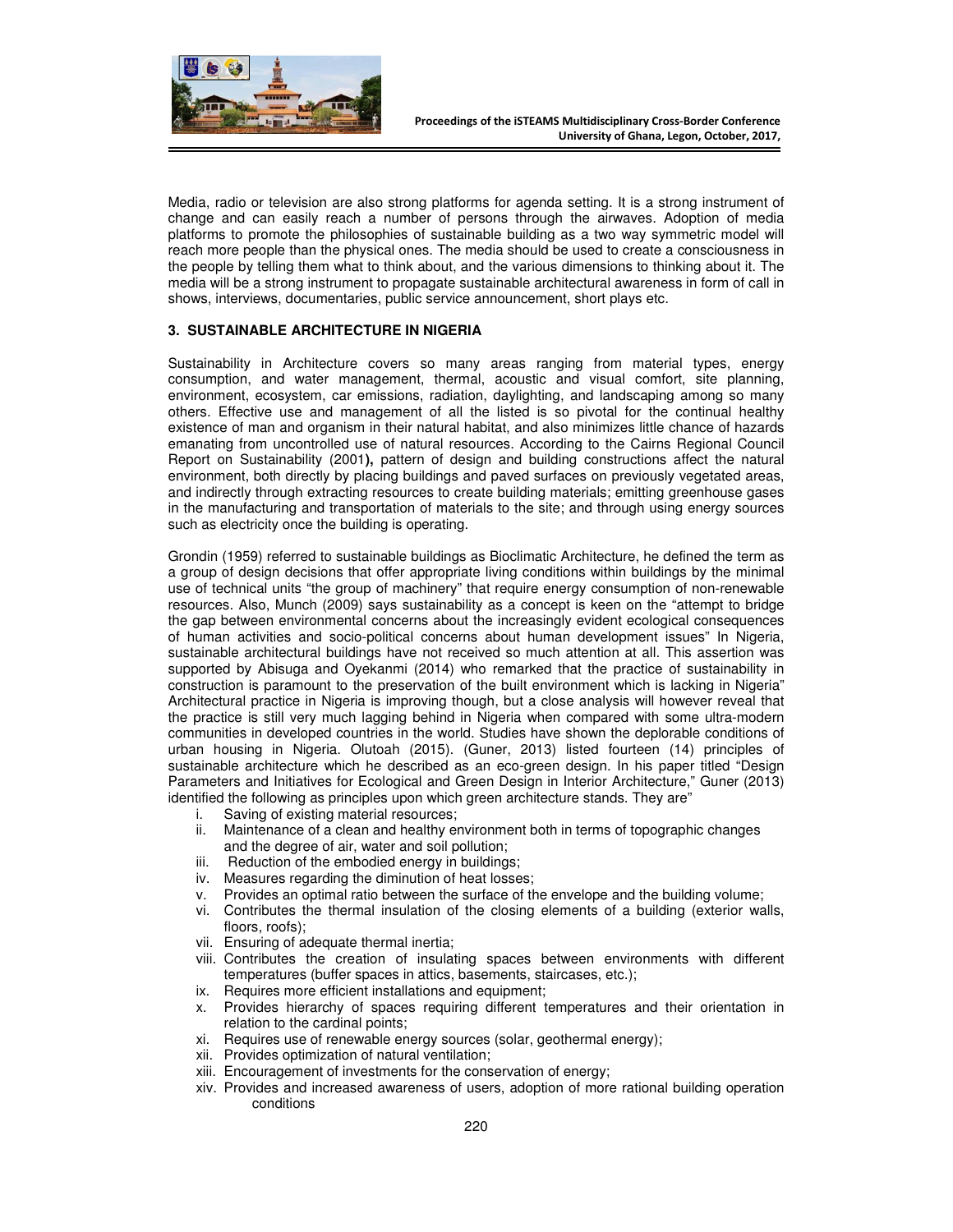Media, radio or television are also strong platforms for agenda setting. It is a strong instrument of change and can easily reach a number of persons through the airwaves. Adoption of media platforms to promote the philosophies of sustainable building as a two way symmetric model will reach more people than the physical ones. The media should be used to create a consciousness in the people by telling them what to think about, and the various dimensions to thinking about it. The media will be a strong instrument to propagate sustainable architectural awareness in form of call in shows, interviews, documentaries, public service announcement, short plays etc.

## 3. SUSTAINABLE ARCHITECTURE IN NIGERIA

Sustainability in Architecture covers so many areas ranging from material types, energy consumption, and water management, thermal, acoustic and visual comfort, site planning, environment, ecosystem, car emissions, radiation, daylighting, and landscaping among so many others. Effective use and management of all the listed is so pivotal for the continual healthy existence of man and organism in their natural habitat, and also minimizes little chance of hazards emanating from uncontrolled use of natural resources. According to the Cairns Regional Council Report on Sustainability (2001**),** pattern of design and building constructions affect the natural environment, both directly by placing buildings and paved surfaces on previously vegetated areas, and indirectly through extracting resources to create building materials; emitting greenhouse gases in the manufacturing and transportation of materials to the site; and through using energy sources such as electricity once the building is operating.

Grondin (1959) referred to sustainable buildings as Bioclimatic Architecture, he defined the term as a group of design decisions that offer appropriate living conditions within buildings by the minimal use of technical units "the group of machinery" that require energy consumption of non-renewable resources. Also, Munch (2009) says sustainability as a concept is keen on the "attempt to bridge the gap between environmental concerns about the increasingly evident ecological consequences of human activities and socio-political concerns about human development issues" In Nigeria, sustainable architectural buildings have not received so much attention at all. This assertion was supported by Abisuga and Oyekanmi (2014) who remarked that the practice of sustainability in construction is paramount to the preservation of the built environment which is lacking in Nigeria" Architectural practice in Nigeria is improving though, but a close analysis will however reveal that the practice is still very much lagging behind in Nigeria when compared with some ultra-modern communities in developed countries in the world. Studies have shown the deplorable conditions of urban housing in Nigeria. Olutoah (2015). (Guner, 2013) listed fourteen (14) principles of sustainable architecture which he described as an eco-green design. In his paper titled "Design Parameters and Initiatives for Ecological and Green Design in Interior Architecture," Guner (2013) identified the following as principles upon which green architecture stands. They are"

i. Saving of existing material resources;
ii. Maintenance of a clean and healthy environment both in terms of topographic changes and the degree of air, water and soil pollution;
iii. Reduction of the embodied energy in buildings;
iv. Measures regarding the diminution of heat losses;
v. Provides an optimal ratio between the surface of the envelope and the building volume;
vi. Contributes the thermal insulation of the closing elements of a building (exterior walls, floors, roofs);
vii. Ensuring of adequate thermal inertia;
viii. Contributes the creation of insulating spaces between environments with different temperatures (buffer spaces in attics, basements, staircases, etc.);
ix. Requires more efficient installations and equipment;
x. Provides hierarchy of spaces requiring different temperatures and their orientation in relation to the cardinal points;
xi. Requires use of renewable energy sources (solar, geothermal energy);
xii. Provides optimization of natural ventilation;
xiii. Encouragement of investments for the conservation of energy;
xiv. Provides and increased awareness of users, adoption of more rational building operation conditions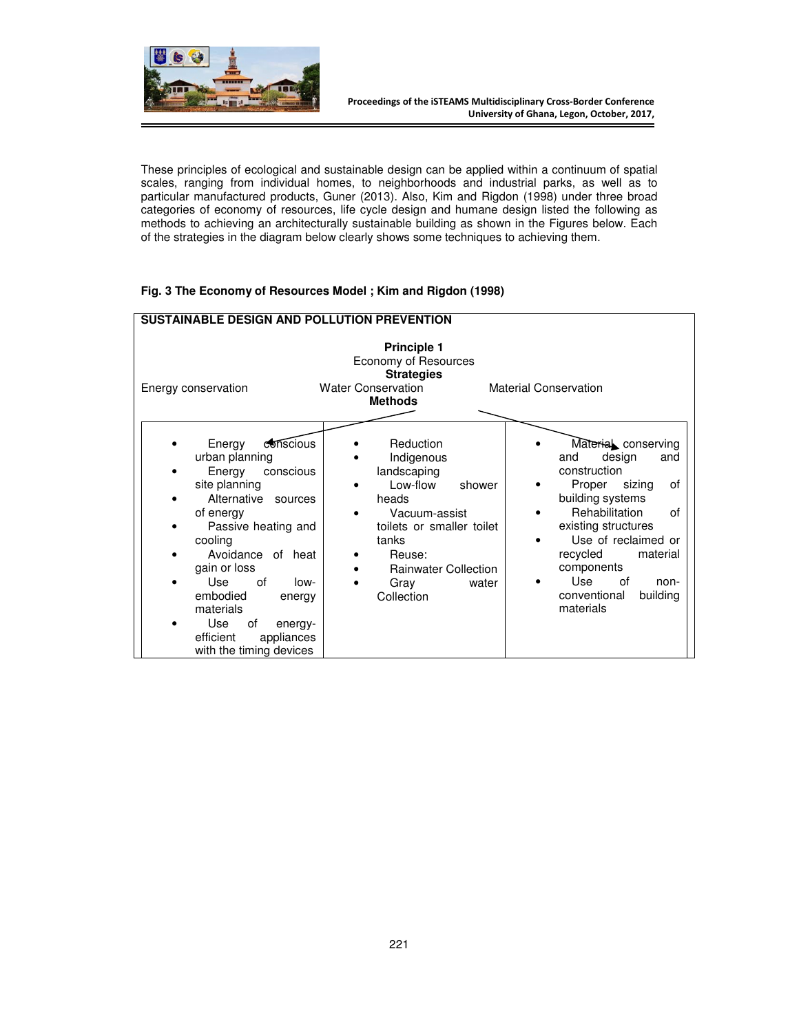These principles of ecological and sustainable design can be applied within a continuum of spatial scales, ranging from individual homes, to neighborhoods and industrial parks, as well as to particular manufactured products, Guner (2013). Also, Kim and Rigdon (1998) under three broad categories of economy of resources, life cycle design and humane design listed the following as methods to achieving an architecturally sustainable building as shown in the Figures below. Each of the strategies in the diagram below clearly shows some techniques to achieving them.

**Fig. 3 The Economy of Resources Model ; Kim and Rigdon (1998)**

**SUSTAINABLE DESIGN AND POLLUTION PREVENTION**

**Principle 1**
Economy of Resources
**Strategies**

| Energy conservation | Water Conservation | Material Conservation |
|---|---|---|
| **Methods** | | |
| • Energy conscious urban planning<br>• Energy conscious site planning<br>• Alternative sources of energy<br>• Passive heating and cooling<br>• Avoidance of heat gain or loss<br>• Use of low-embodied energy materials<br>• Use of energy-efficient appliances with the timing devices | • Reduction<br>• Indigenous landscaping<br>• Low-flow shower heads<br>• Vacuum-assist toilets or smaller toilet tanks<br>• Reuse:<br>• Rainwater Collection<br>• Gray water Collection | • Material conserving and design and construction<br>• Proper sizing of building systems<br>• Rehabilitation of existing structures<br>• Use of reclaimed or recycled material components<br>• Use of non-conventional building materials |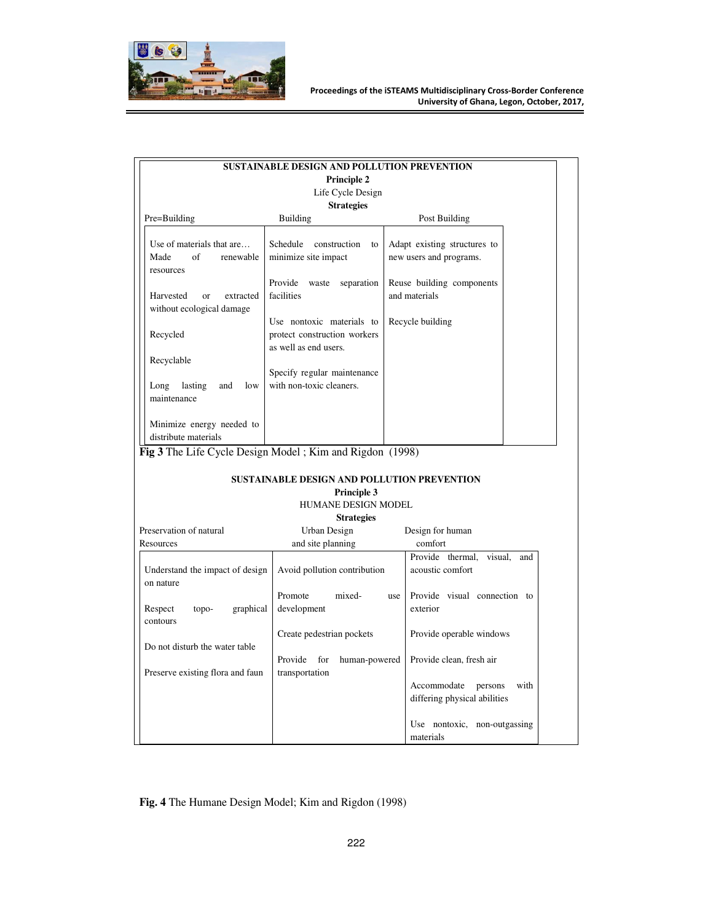**SUSTAINABLE DESIGN AND POLLUTION PREVENTION**

**Principle 2**

Life Cycle Design

**Strategies**

| Pre=Building | Building | Post Building |
|---|---|---|
| Use of materials that are… Made of renewable resources | Schedule construction to minimize site impact | Adapt existing structures to new users and programs. |
| Harvested or extracted without ecological damage | Provide waste separation facilities | Reuse building components and materials |
| Recycled | Use nontoxic materials to protect construction workers as well as end users. | Recycle building |
| Recyclable | Specify regular maintenance with non-toxic cleaners. | |
| Long lasting and low maintenance | | |
| Minimize energy needed to distribute materials | | |

**Fig 3** The Life Cycle Design Model ; Kim and Rigdon (1998)

**SUSTAINABLE DESIGN AND POLLUTION PREVENTION**

**Principle 3**

HUMANE DESIGN MODEL

**Strategies**

| Preservation of natural Resources | Urban Design and site planning | Design for human comfort |
|---|---|---|
| Understand the impact of design on nature | Avoid pollution contribution | Provide thermal, visual, and acoustic comfort |
| Respect topo- graphical contours | Promote mixed- use development | Provide visual connection to exterior |
| Do not disturb the water table | Create pedestrian pockets | Provide operable windows |
| Preserve existing flora and faun | Provide for human-powered transportation | Provide clean, fresh air |
| | | Accommodate persons with differing physical abilities |
| | | Use nontoxic, non-outgassing materials |

**Fig. 4** The Humane Design Model; Kim and Rigdon (1998)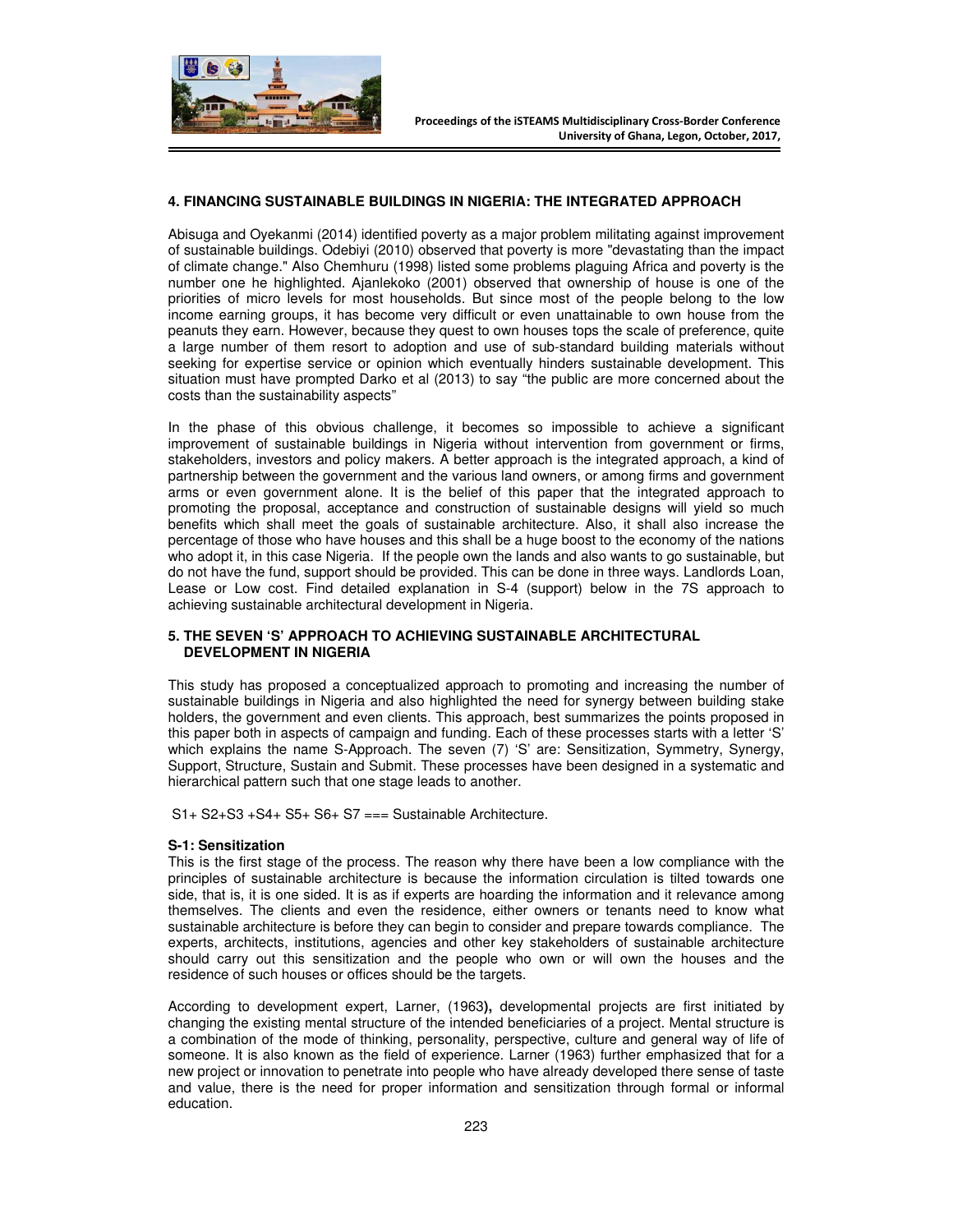## 4. FINANCING SUSTAINABLE BUILDINGS IN NIGERIA: THE INTEGRATED APPROACH

Abisuga and Oyekanmi (2014) identified poverty as a major problem militating against improvement of sustainable buildings. Odebiyi (2010) observed that poverty is more "devastating than the impact of climate change." Also Chemhuru (1998) listed some problems plaguing Africa and poverty is the number one he highlighted. Ajanlekoko (2001) observed that ownership of house is one of the priorities of micro levels for most households. But since most of the people belong to the low income earning groups, it has become very difficult or even unattainable to own house from the peanuts they earn. However, because they quest to own houses tops the scale of preference, quite a large number of them resort to adoption and use of sub-standard building materials without seeking for expertise service or opinion which eventually hinders sustainable development. This situation must have prompted Darko et al (2013) to say "the public are more concerned about the costs than the sustainability aspects"

In the phase of this obvious challenge, it becomes so impossible to achieve a significant improvement of sustainable buildings in Nigeria without intervention from government or firms, stakeholders, investors and policy makers. A better approach is the integrated approach, a kind of partnership between the government and the various land owners, or among firms and government arms or even government alone. It is the belief of this paper that the integrated approach to promoting the proposal, acceptance and construction of sustainable designs will yield so much benefits which shall meet the goals of sustainable architecture. Also, it shall also increase the percentage of those who have houses and this shall be a huge boost to the economy of the nations who adopt it, in this case Nigeria. If the people own the lands and also wants to go sustainable, but do not have the fund, support should be provided. This can be done in three ways. Landlords Loan, Lease or Low cost. Find detailed explanation in S-4 (support) below in the 7S approach to achieving sustainable architectural development in Nigeria.

## 5. THE SEVEN 'S' APPROACH TO ACHIEVING SUSTAINABLE ARCHITECTURAL DEVELOPMENT IN NIGERIA

This study has proposed a conceptualized approach to promoting and increasing the number of sustainable buildings in Nigeria and also highlighted the need for synergy between building stake holders, the government and even clients. This approach, best summarizes the points proposed in this paper both in aspects of campaign and funding. Each of these processes starts with a letter 'S' which explains the name S-Approach. The seven (7) 'S' are: Sensitization, Symmetry, Synergy, Support, Structure, Sustain and Submit. These processes have been designed in a systematic and hierarchical pattern such that one stage leads to another.

S1+ S2+S3 +S4+ S5+ S6+ S7 === Sustainable Architecture.

### S-1: Sensitization

This is the first stage of the process. The reason why there have been a low compliance with the principles of sustainable architecture is because the information circulation is tilted towards one side, that is, it is one sided. It is as if experts are hoarding the information and it relevance among themselves. The clients and even the residence, either owners or tenants need to know what sustainable architecture is before they can begin to consider and prepare towards compliance. The experts, architects, institutions, agencies and other key stakeholders of sustainable architecture should carry out this sensitization and the people who own or will own the houses and the residence of such houses or offices should be the targets.

According to development expert, Larner, (1963**),** developmental projects are first initiated by changing the existing mental structure of the intended beneficiaries of a project. Mental structure is a combination of the mode of thinking, personality, perspective, culture and general way of life of someone. It is also known as the field of experience. Larner (1963) further emphasized that for a new project or innovation to penetrate into people who have already developed there sense of taste and value, there is the need for proper information and sensitization through formal or informal education.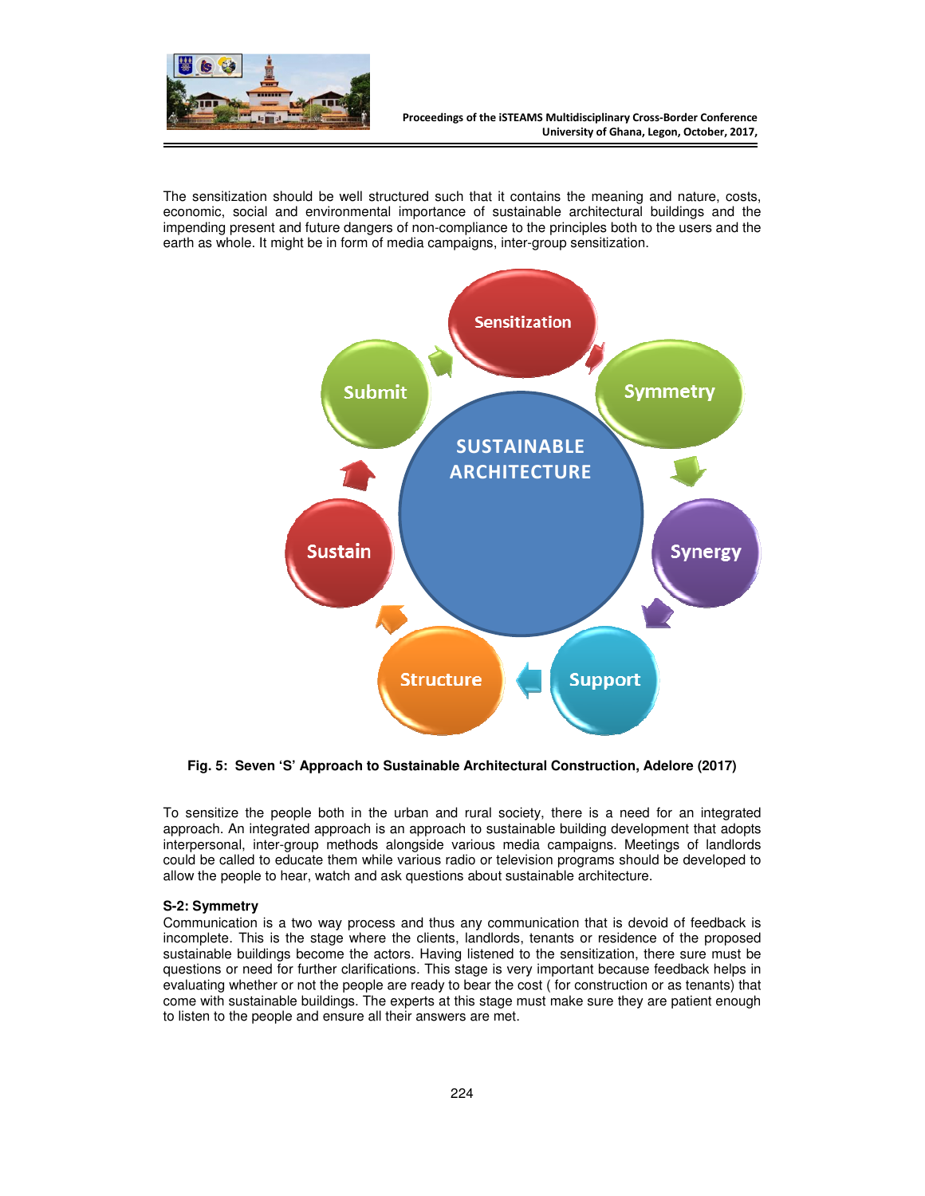The sensitization should be well structured such that it contains the meaning and nature, costs, economic, social and environmental importance of sustainable architectural buildings and the impending present and future dangers of non-compliance to the principles both to the users and the earth as whole. It might be in form of media campaigns, inter-group sensitization.

**Fig. 5: Seven 'S' Approach to Sustainable Architectural Construction, Adelore (2017)**

To sensitize the people both in the urban and rural society, there is a need for an integrated approach. An integrated approach is an approach to sustainable building development that adopts interpersonal, inter-group methods alongside various media campaigns. Meetings of landlords could be called to educate them while various radio or television programs should be developed to allow the people to hear, watch and ask questions about sustainable architecture.

**S-2: Symmetry**

Communication is a two way process and thus any communication that is devoid of feedback is incomplete. This is the stage where the clients, landlords, tenants or residence of the proposed sustainable buildings become the actors. Having listened to the sensitization, there sure must be questions or need for further clarifications. This stage is very important because feedback helps in evaluating whether or not the people are ready to bear the cost ( for construction or as tenants) that come with sustainable buildings. The experts at this stage must make sure they are patient enough to listen to the people and ensure all their answers are met.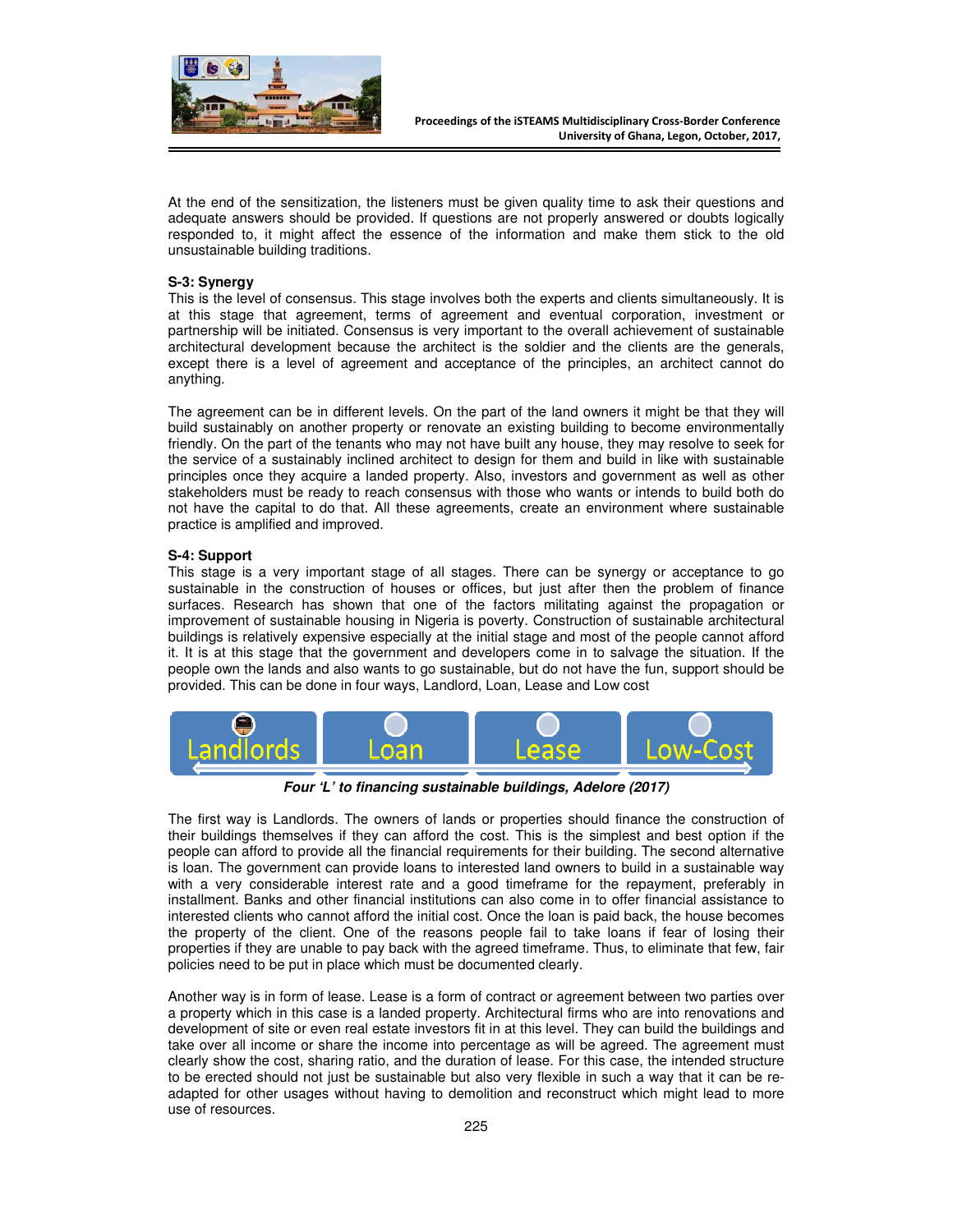At the end of the sensitization, the listeners must be given quality time to ask their questions and adequate answers should be provided. If questions are not properly answered or doubts logically responded to, it might affect the essence of the information and make them stick to the old unsustainable building traditions.

**S-3: Synergy**

This is the level of consensus. This stage involves both the experts and clients simultaneously. It is at this stage that agreement, terms of agreement and eventual corporation, investment or partnership will be initiated. Consensus is very important to the overall achievement of sustainable architectural development because the architect is the soldier and the clients are the generals, except there is a level of agreement and acceptance of the principles, an architect cannot do anything.

The agreement can be in different levels. On the part of the land owners it might be that they will build sustainably on another property or renovate an existing building to become environmentally friendly. On the part of the tenants who may not have built any house, they may resolve to seek for the service of a sustainably inclined architect to design for them and build in like with sustainable principles once they acquire a landed property. Also, investors and government as well as other stakeholders must be ready to reach consensus with those who wants or intends to build both do not have the capital to do that. All these agreements, create an environment where sustainable practice is amplified and improved.

**S-4: Support**

This stage is a very important stage of all stages. There can be synergy or acceptance to go sustainable in the construction of houses or offices, but just after then the problem of finance surfaces. Research has shown that one of the factors militating against the propagation or improvement of sustainable housing in Nigeria is poverty. Construction of sustainable architectural buildings is relatively expensive especially at the initial stage and most of the people cannot afford it. It is at this stage that the government and developers come in to salvage the situation. If the people own the lands and also wants to go sustainable, but do not have the fun, support should be provided. This can be done in four ways, Landlord, Loan, Lease and Low cost

| Landlords | Loan | Lease | Low-Cost |
|---|---|---|---|

***Four 'L' to financing sustainable buildings, Adelore (2017)***

The first way is Landlords. The owners of lands or properties should finance the construction of their buildings themselves if they can afford the cost. This is the simplest and best option if the people can afford to provide all the financial requirements for their building. The second alternative is loan. The government can provide loans to interested land owners to build in a sustainable way with a very considerable interest rate and a good timeframe for the repayment, preferably in installment. Banks and other financial institutions can also come in to offer financial assistance to interested clients who cannot afford the initial cost. Once the loan is paid back, the house becomes the property of the client. One of the reasons people fail to take loans if fear of losing their properties if they are unable to pay back with the agreed timeframe. Thus, to eliminate that few, fair policies need to be put in place which must be documented clearly.

Another way is in form of lease. Lease is a form of contract or agreement between two parties over a property which in this case is a landed property. Architectural firms who are into renovations and development of site or even real estate investors fit in at this level. They can build the buildings and take over all income or share the income into percentage as will be agreed. The agreement must clearly show the cost, sharing ratio, and the duration of lease. For this case, the intended structure to be erected should not just be sustainable but also very flexible in such a way that it can be re-adapted for other usages without having to demolition and reconstruct which might lead to more use of resources.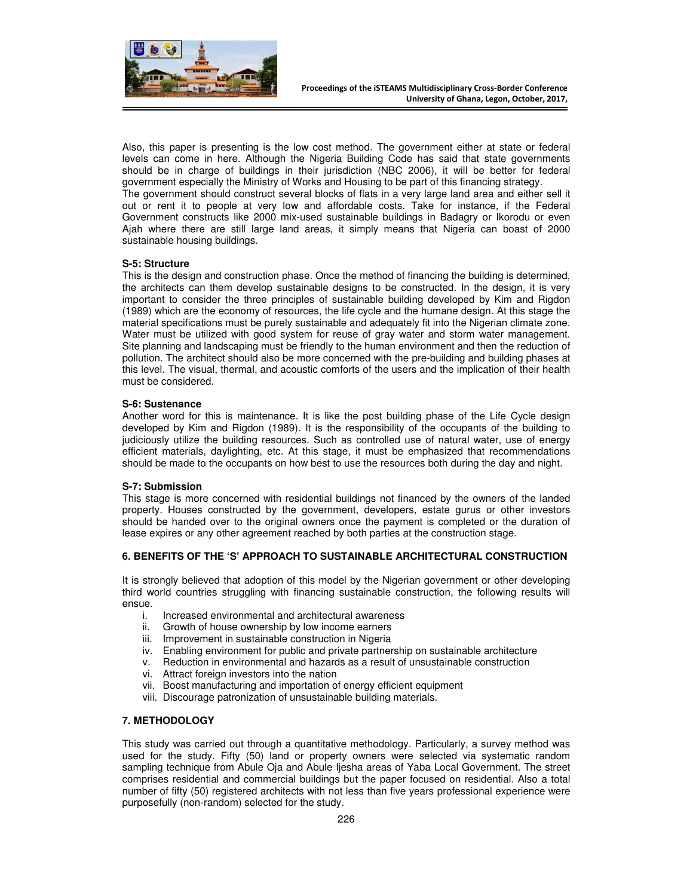Also, this paper is presenting is the low cost method. The government either at state or federal levels can come in here. Although the Nigeria Building Code has said that state governments should be in charge of buildings in their jurisdiction (NBC 2006), it will be better for federal government especially the Ministry of Works and Housing to be part of this financing strategy.

The government should construct several blocks of flats in a very large land area and either sell it out or rent it to people at very low and affordable costs. Take for instance, if the Federal Government constructs like 2000 mix-used sustainable buildings in Badagry or Ikorodu or even Ajah where there are still large land areas, it simply means that Nigeria can boast of 2000 sustainable housing buildings.

**S-5: Structure**

This is the design and construction phase. Once the method of financing the building is determined, the architects can them develop sustainable designs to be constructed. In the design, it is very important to consider the three principles of sustainable building developed by Kim and Rigdon (1989) which are the economy of resources, the life cycle and the humane design. At this stage the material specifications must be purely sustainable and adequately fit into the Nigerian climate zone. Water must be utilized with good system for reuse of gray water and storm water management. Site planning and landscaping must be friendly to the human environment and then the reduction of pollution. The architect should also be more concerned with the pre-building and building phases at this level. The visual, thermal, and acoustic comforts of the users and the implication of their health must be considered.

**S-6: Sustenance**

Another word for this is maintenance. It is like the post building phase of the Life Cycle design developed by Kim and Rigdon (1989). It is the responsibility of the occupants of the building to judiciously utilize the building resources. Such as controlled use of natural water, use of energy efficient materials, daylighting, etc. At this stage, it must be emphasized that recommendations should be made to the occupants on how best to use the resources both during the day and night.

**S-7: Submission**

This stage is more concerned with residential buildings not financed by the owners of the landed property. Houses constructed by the government, developers, estate gurus or other investors should be handed over to the original owners once the payment is completed or the duration of lease expires or any other agreement reached by both parties at the construction stage.

## 6. BENEFITS OF THE 'S' APPROACH TO SUSTAINABLE ARCHITECTURAL CONSTRUCTION

It is strongly believed that adoption of this model by the Nigerian government or other developing third world countries struggling with financing sustainable construction, the following results will ensue.

1. Increased environmental and architectural awareness
2. Growth of house ownership by low income earners
3. Improvement in sustainable construction in Nigeria
4. Enabling environment for public and private partnership on sustainable architecture
5. Reduction in environmental and hazards as a result of unsustainable construction
6. Attract foreign investors into the nation
7. Boost manufacturing and importation of energy efficient equipment
8. Discourage patronization of unsustainable building materials.

## 7. METHODOLOGY

This study was carried out through a quantitative methodology. Particularly, a survey method was used for the study. Fifty (50) land or property owners were selected via systematic random sampling technique from Abule Oja and Abule Ijesha areas of Yaba Local Government. The street comprises residential and commercial buildings but the paper focused on residential. Also a total number of fifty (50) registered architects with not less than five years professional experience were purposefully (non-random) selected for the study.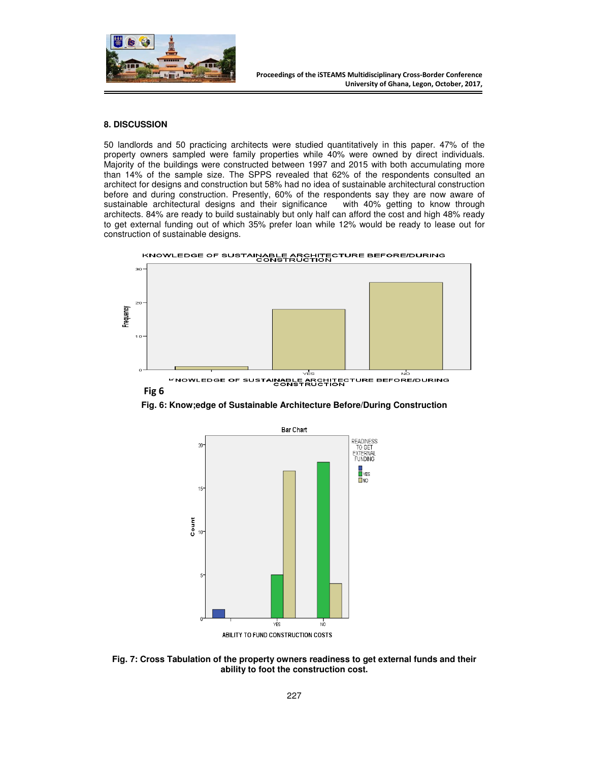## 8. DISCUSSION

50 landlords and 50 practicing architects were studied quantitatively in this paper. 47% of the property owners sampled were family properties while 40% were owned by direct individuals. Majority of the buildings were constructed between 1997 and 2015 with both accumulating more than 14% of the sample size. The SPPS revealed that 62% of the respondents consulted an architect for designs and construction but 58% had no idea of sustainable architectural construction before and during construction. Presently, 60% of the respondents say they are now aware of sustainable architectural designs and their significance with 40% getting to know through architects. 84% are ready to build sustainably but only half can afford the cost and high 48% ready to get external funding out of which 35% prefer loan while 12% would be ready to lease out for construction of sustainable designs.

Fig 6

**Fig. 6: Know;edge of Sustainable Architecture Before/During Construction**

**Fig. 7: Cross Tabulation of the property owners readiness to get external funds and their ability to foot the construction cost.**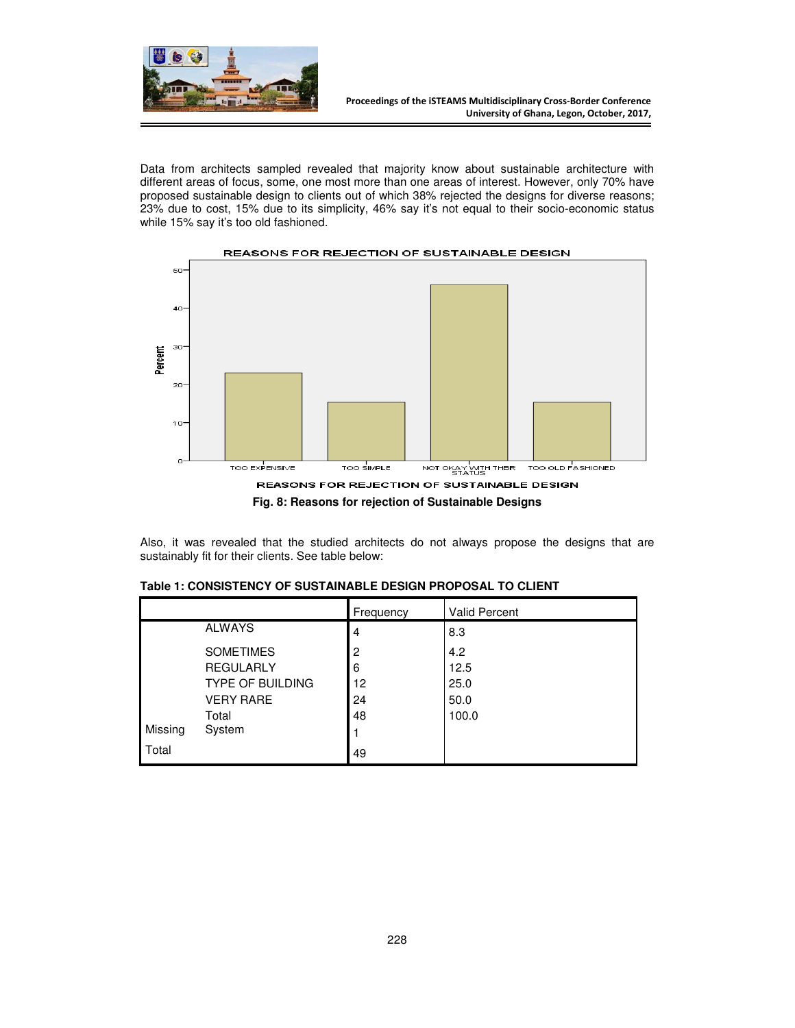Data from architects sampled revealed that majority know about sustainable architecture with different areas of focus, some, one most more than one areas of interest. However, only 70% have proposed sustainable design to clients out of which 38% rejected the designs for diverse reasons; 23% due to cost, 15% due to its simplicity, 46% say it's not equal to their socio-economic status while 15% say it's too old fashioned.

**Fig. 8: Reasons for rejection of Sustainable Designs**

Also, it was revealed that the studied architects do not always propose the designs that are sustainably fit for their clients. See table below:

**Table 1: CONSISTENCY OF SUSTAINABLE DESIGN PROPOSAL TO CLIENT**

| | | Frequency | Valid Percent |
|---|---|---|---|
| | ALWAYS | 4 | 8.3 |
| | SOMETIMES | 2 | 4.2 |
| | REGULARLY | 6 | 12.5 |
| | TYPE OF BUILDING | 12 | 25.0 |
| | VERY RARE | 24 | 50.0 |
| | Total | 48 | 100.0 |
| Missing | System | 1 | |
| Total | | 49 | |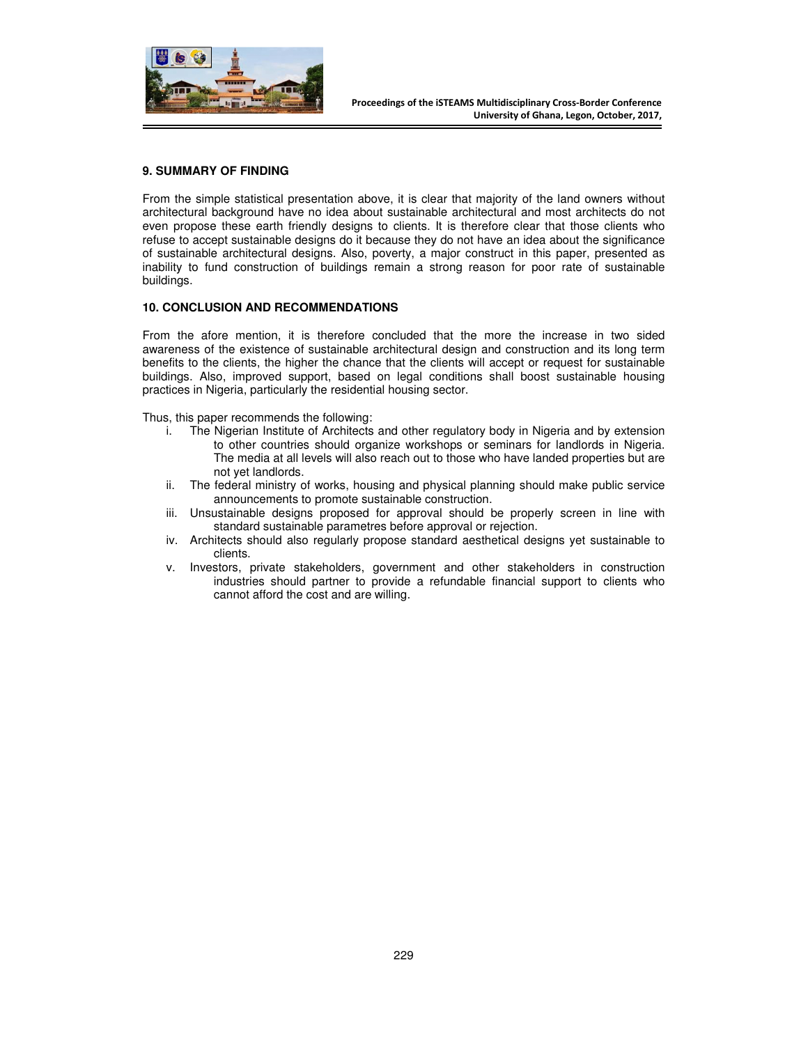### 9. SUMMARY OF FINDING

From the simple statistical presentation above, it is clear that majority of the land owners without architectural background have no idea about sustainable architectural and most architects do not even propose these earth friendly designs to clients. It is therefore clear that those clients who refuse to accept sustainable designs do it because they do not have an idea about the significance of sustainable architectural designs. Also, poverty, a major construct in this paper, presented as inability to fund construction of buildings remain a strong reason for poor rate of sustainable buildings.

### 10. CONCLUSION AND RECOMMENDATIONS

From the afore mention, it is therefore concluded that the more the increase in two sided awareness of the existence of sustainable architectural design and construction and its long term benefits to the clients, the higher the chance that the clients will accept or request for sustainable buildings. Also, improved support, based on legal conditions shall boost sustainable housing practices in Nigeria, particularly the residential housing sector.

Thus, this paper recommends the following:

i. The Nigerian Institute of Architects and other regulatory body in Nigeria and by extension to other countries should organize workshops or seminars for landlords in Nigeria. The media at all levels will also reach out to those who have landed properties but are not yet landlords.

ii. The federal ministry of works, housing and physical planning should make public service announcements to promote sustainable construction.

iii. Unsustainable designs proposed for approval should be properly screen in line with standard sustainable parametres before approval or rejection.

iv. Architects should also regularly propose standard aesthetical designs yet sustainable to clients.

v. Investors, private stakeholders, government and other stakeholders in construction industries should partner to provide a refundable financial support to clients who cannot afford the cost and are willing.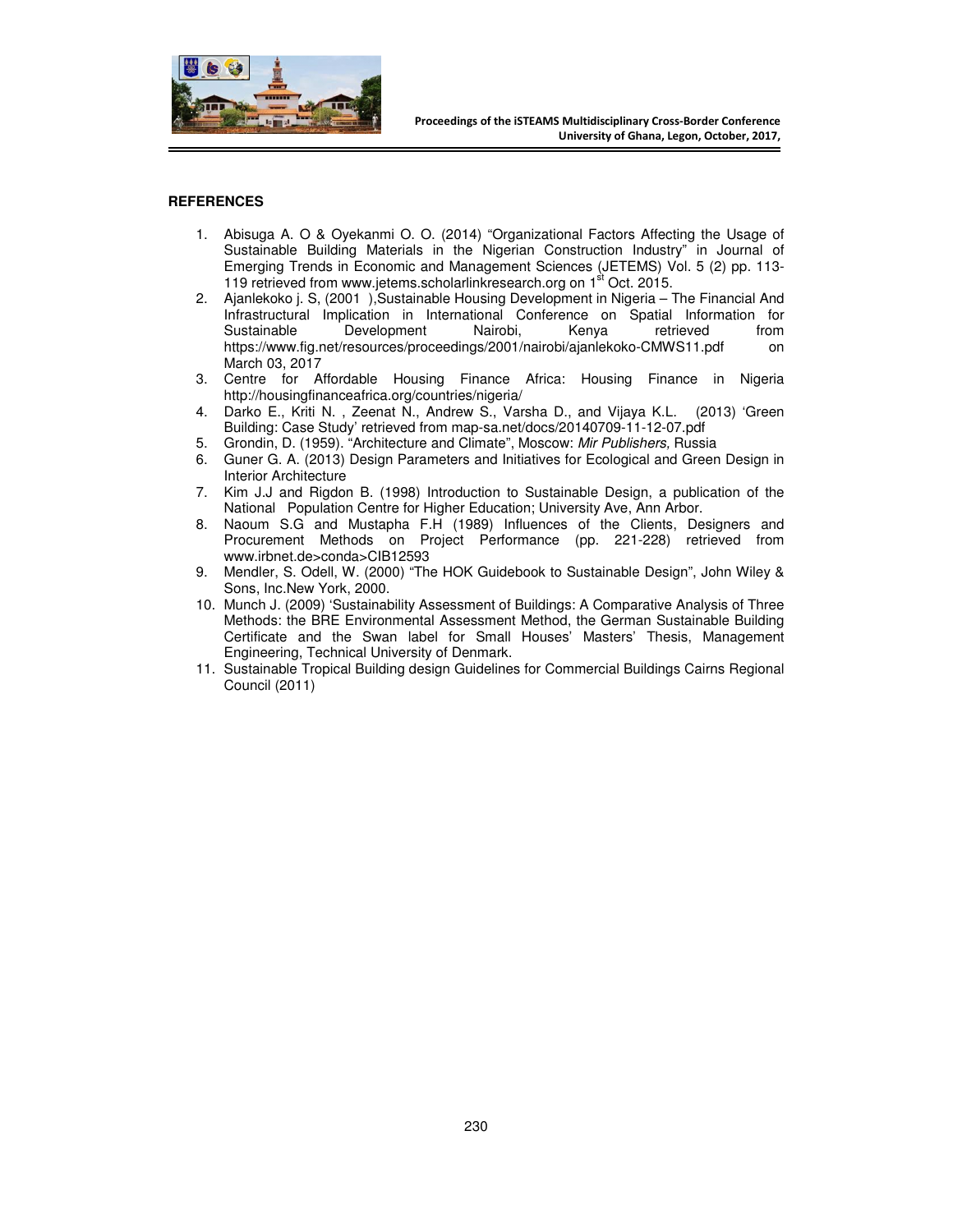**REFERENCES**

1. Abisuga A. O & Oyekanmi O. O. (2014) "Organizational Factors Affecting the Usage of Sustainable Building Materials in the Nigerian Construction Industry" in Journal of Emerging Trends in Economic and Management Sciences (JETEMS) Vol. 5 (2) pp. 113-119 retrieved from www.jetems.scholarlinkresearch.org on 1st Oct. 2015.
2. Ajanlekoko j. S, (2001 ),Sustainable Housing Development in Nigeria – The Financial And Infrastructural Implication in International Conference on Spatial Information for Sustainable Development Nairobi, Kenya retrieved from https://www.fig.net/resources/proceedings/2001/nairobi/ajanlekoko-CMWS11.pdf on March 03, 2017
3. Centre for Affordable Housing Finance Africa: Housing Finance in Nigeria http://housingfinanceafrica.org/countries/nigeria/
4. Darko E., Kriti N. , Zeenat N., Andrew S., Varsha D., and Vijaya K.L. (2013) 'Green Building: Case Study' retrieved from map-sa.net/docs/20140709-11-12-07.pdf
5. Grondin, D. (1959). "Architecture and Climate", Moscow: *Mir Publishers,* Russia
6. Guner G. A. (2013) Design Parameters and Initiatives for Ecological and Green Design in Interior Architecture
7. Kim J.J and Rigdon B. (1998) Introduction to Sustainable Design, a publication of the National Population Centre for Higher Education; University Ave, Ann Arbor.
8. Naoum S.G and Mustapha F.H (1989) Influences of the Clients, Designers and Procurement Methods on Project Performance (pp. 221-228) retrieved from www.irbnet.de>conda>CIB12593
9. Mendler, S. Odell, W. (2000) "The HOK Guidebook to Sustainable Design", John Wiley & Sons, Inc.New York, 2000.
10. Munch J. (2009) 'Sustainability Assessment of Buildings: A Comparative Analysis of Three Methods: the BRE Environmental Assessment Method, the German Sustainable Building Certificate and the Swan label for Small Houses' Masters' Thesis, Management Engineering, Technical University of Denmark.
11. Sustainable Tropical Building design Guidelines for Commercial Buildings Cairns Regional Council (2011)